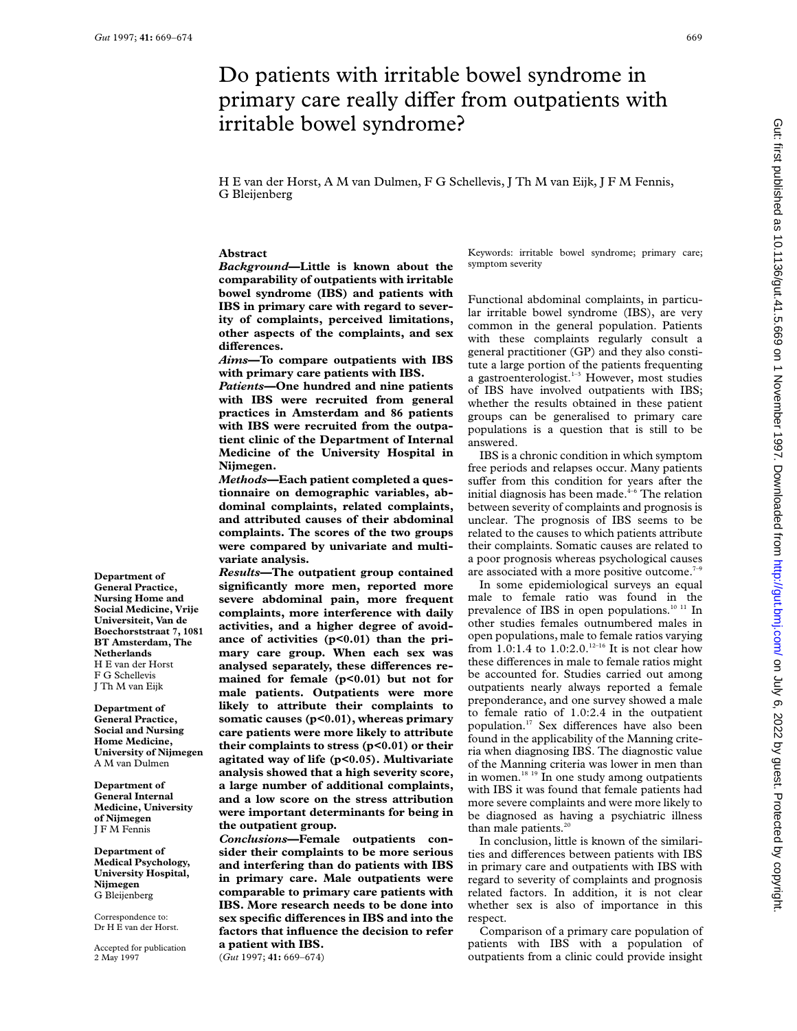# Do patients with irritable bowel syndrome in primary care really differ from outpatients with irritable bowel syndrome?

H E van der Horst, A M van Dulmen, F G Schellevis, J Th M van Eijk, J F M Fennis, G Bleijenberg

## Abstract

***Background*—Little is known about the comparability of outpatients with irritable bowel syndrome (IBS) and patients with IBS in primary care with regard to severity of complaints, perceived limitations, other aspects of the complaints, and sex differences.**

***Aims*—To compare outpatients with IBS with primary care patients with IBS.**

***Patients*—One hundred and nine patients with IBS were recruited from general practices in Amsterdam and 86 patients with IBS were recruited from the outpatient clinic of the Department of Internal Medicine of the University Hospital in Nijmegen.**

***Methods*—Each patient completed a questionnaire on demographic variables, abdominal complaints, related complaints, and attributed causes of their abdominal complaints. The scores of the two groups were compared by univariate and multivariate analysis.**

***Results*—The outpatient group contained significantly more men, reported more severe abdominal pain, more frequent complaints, more interference with daily activities, and a higher degree of avoidance of activities ($p<0.01$) than the primary care group. When each sex was analysed separately, these differences remained for female ($p<0.01$) but not for male patients. Outpatients were more likely to attribute their complaints to somatic causes ($p<0.01$), whereas primary care patients were more likely to attribute their complaints to stress ($p<0.01$) or their agitated way of life ($p<0.05$). Multivariate analysis showed that a high severity score, a large number of additional complaints, and a low score on the stress attribution were important determinants for being in the outpatient group.**

***Conclusions*—Female outpatients consider their complaints to be more serious and interfering than do patients with IBS in primary care. Male outpatients were comparable to primary care patients with IBS. More research needs to be done into sex specific differences in IBS and into the factors that influence the decision to refer a patient with IBS.**

(*Gut* 1997; **41:** 669–674)

Keywords: irritable bowel syndrome; primary care; symptom severity

**Department of General Practice, Nursing Home and Social Medicine, Vrije Universiteit, Van de Boechorststraat 7, 1081 BT Amsterdam, The Netherlands**
H E van der Horst
F G Schellevis
J Th M van Eijk

**Department of General Practice, Social and Nursing Home Medicine, University of Nijmegen**
A M van Dulmen

**Department of General Internal Medicine, University of Nijmegen**
J F M Fennis

**Department of Medical Psychology, University Hospital, Nijmegen**
G Bleijenberg

Correspondence to: Dr H E van der Horst.

Accepted for publication 2 May 1997

Functional abdominal complaints, in particular irritable bowel syndrome (IBS), are very common in the general population. Patients with these complaints regularly consult a general practitioner (GP) and they also constitute a large portion of the patients frequenting a gastroenterologist.[1–3] However, most studies of IBS have involved outpatients with IBS; whether the results obtained in these patient groups can be generalised to primary care populations is a question that is still to be answered.

IBS is a chronic condition in which symptom free periods and relapses occur. Many patients suffer from this condition for years after the initial diagnosis has been made.[4–6] The relation between severity of complaints and prognosis is unclear. The prognosis of IBS seems to be related to the causes to which patients attribute their complaints. Somatic causes are related to a poor prognosis whereas psychological causes are associated with a more positive outcome.[7–9]

In some epidemiological surveys an equal male to female ratio was found in the prevalence of IBS in open populations.[10 11] In other studies females outnumbered males in open populations, male to female ratios varying from 1.0:1.4 to 1.0:2.0.[12–16] It is not clear how these differences in male to female ratios might be accounted for. Studies carried out among outpatients nearly always reported a female preponderance, and one survey showed a male to female ratio of 1.0:2.4 in the outpatient population.[17] Sex differences have also been found in the applicability of the Manning criteria when diagnosing IBS. The diagnostic value of the Manning criteria was lower in men than in women.[18 19] In one study among outpatients with IBS it was found that female patients had more severe complaints and were more likely to be diagnosed as having a psychiatric illness than male patients.[20]

In conclusion, little is known of the similarities and differences between patients with IBS in primary care and outpatients with IBS with regard to severity of complaints and prognosis related factors. In addition, it is not clear whether sex is also of importance in this respect.

Comparison of a primary care population of patients with IBS with a population of outpatients from a clinic could provide insight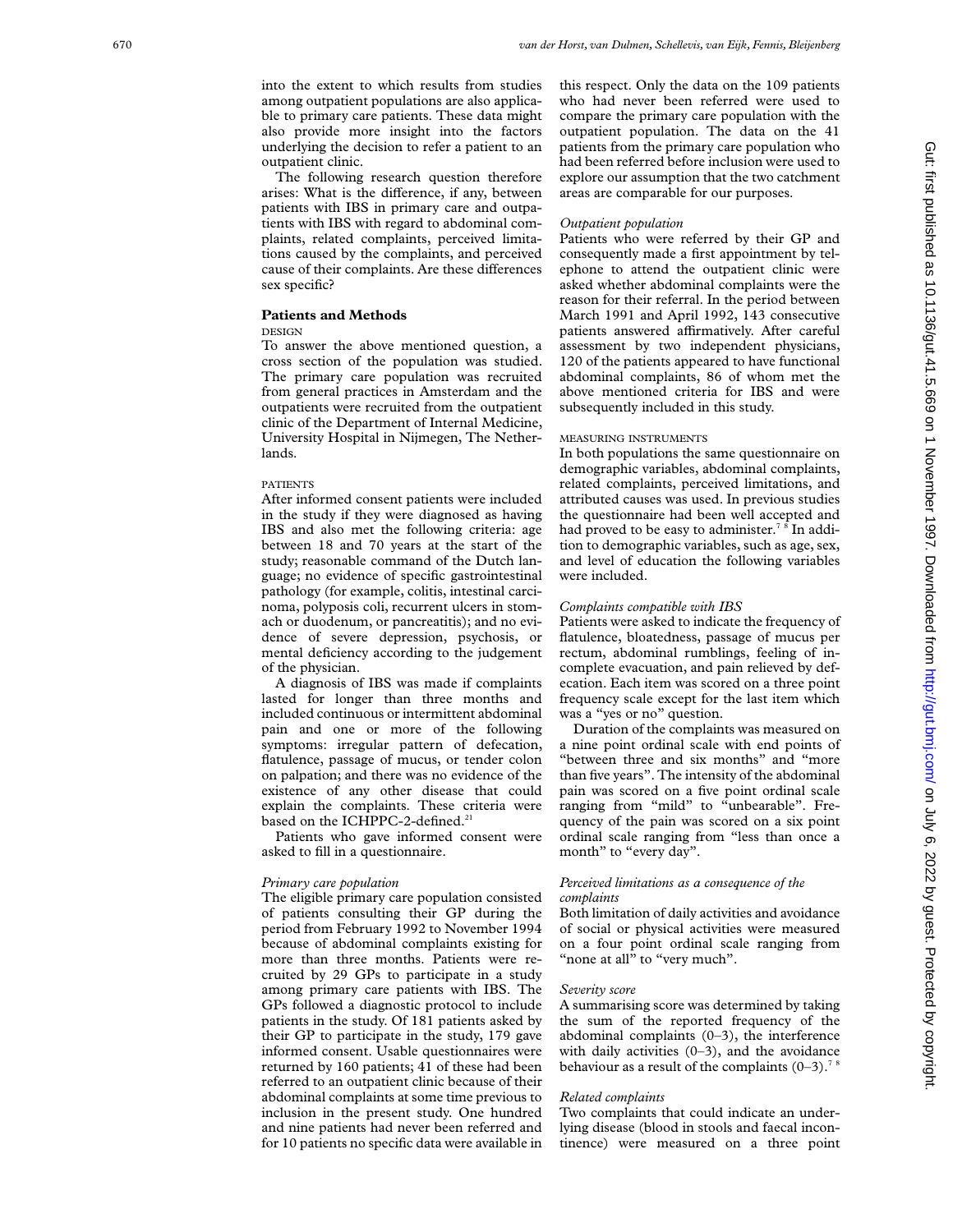into the extent to which results from studies among outpatient populations are also applicable to primary care patients. These data might also provide more insight into the factors underlying the decision to refer a patient to an outpatient clinic.

The following research question therefore arises: What is the difference, if any, between patients with IBS in primary care and outpatients with IBS with regard to abdominal complaints, related complaints, perceived limitations caused by the complaints, and perceived cause of their complaints. Are these differences sex specific?

## Patients and Methods

### DESIGN

To answer the above mentioned question, a cross section of the population was studied. The primary care population was recruited from general practices in Amsterdam and the outpatients were recruited from the outpatient clinic of the Department of Internal Medicine, University Hospital in Nijmegen, The Netherlands.

### PATIENTS

After informed consent patients were included in the study if they were diagnosed as having IBS and also met the following criteria: age between 18 and 70 years at the start of the study; reasonable command of the Dutch language; no evidence of specific gastrointestinal pathology (for example, colitis, intestinal carcinoma, polyposis coli, recurrent ulcers in stomach or duodenum, or pancreatitis); and no evidence of severe depression, psychosis, or mental deficiency according to the judgement of the physician.

A diagnosis of IBS was made if complaints lasted for longer than three months and included continuous or intermittent abdominal pain and one or more of the following symptoms: irregular pattern of defecation, flatulence, passage of mucus, or tender colon on palpation; and there was no evidence of the existence of any other disease that could explain the complaints. These criteria were based on the ICHPPC-2-defined.[21]

Patients who gave informed consent were asked to fill in a questionnaire.

#### *Primary care population*

The eligible primary care population consisted of patients consulting their GP during the period from February 1992 to November 1994 because of abdominal complaints existing for more than three months. Patients were recruited by 29 GPs to participate in a study among primary care patients with IBS. The GPs followed a diagnostic protocol to include patients in the study. Of 181 patients asked by their GP to participate in the study, 179 gave informed consent. Usable questionnaires were returned by 160 patients; 41 of these had been referred to an outpatient clinic because of their abdominal complaints at some time previous to inclusion in the present study. One hundred and nine patients had never been referred and for 10 patients no specific data were available in this respect. Only the data on the 109 patients who had never been referred were used to compare the primary care population with the outpatient population. The data on the 41 patients from the primary care population who had been referred before inclusion were used to explore our assumption that the two catchment areas are comparable for our purposes.

#### *Outpatient population*

Patients who were referred by their GP and consequently made a first appointment by telephone to attend the outpatient clinic were asked whether abdominal complaints were the reason for their referral. In the period between March 1991 and April 1992, 143 consecutive patients answered affirmatively. After careful assessment by two independent physicians, 120 of the patients appeared to have functional abdominal complaints, 86 of whom met the above mentioned criteria for IBS and were subsequently included in this study.

### MEASURING INSTRUMENTS

In both populations the same questionnaire on demographic variables, abdominal complaints, related complaints, perceived limitations, and attributed causes was used. In previous studies the questionnaire had been well accepted and had proved to be easy to administer.[7,8] In addition to demographic variables, such as age, sex, and level of education the following variables were included.

#### *Complaints compatible with IBS*

Patients were asked to indicate the frequency of flatulence, bloatedness, passage of mucus per rectum, abdominal rumblings, feeling of incomplete evacuation, and pain relieved by defecation. Each item was scored on a three point frequency scale except for the last item which was a "yes or no" question.

Duration of the complaints was measured on a nine point ordinal scale with end points of "between three and six months" and "more than five years". The intensity of the abdominal pain was scored on a five point ordinal scale ranging from "mild" to "unbearable". Frequency of the pain was scored on a six point ordinal scale ranging from "less than once a month" to "every day".

#### *Perceived limitations as a consequence of the complaints*

Both limitation of daily activities and avoidance of social or physical activities were measured on a four point ordinal scale ranging from "none at all" to "very much".

#### *Severity score*

A summarising score was determined by taking the sum of the reported frequency of the abdominal complaints (0–3), the interference with daily activities (0–3), and the avoidance behaviour as a result of the complaints (0–3).[7,8]

#### *Related complaints*

Two complaints that could indicate an underlying disease (blood in stools and faecal incontinence) were measured on a three point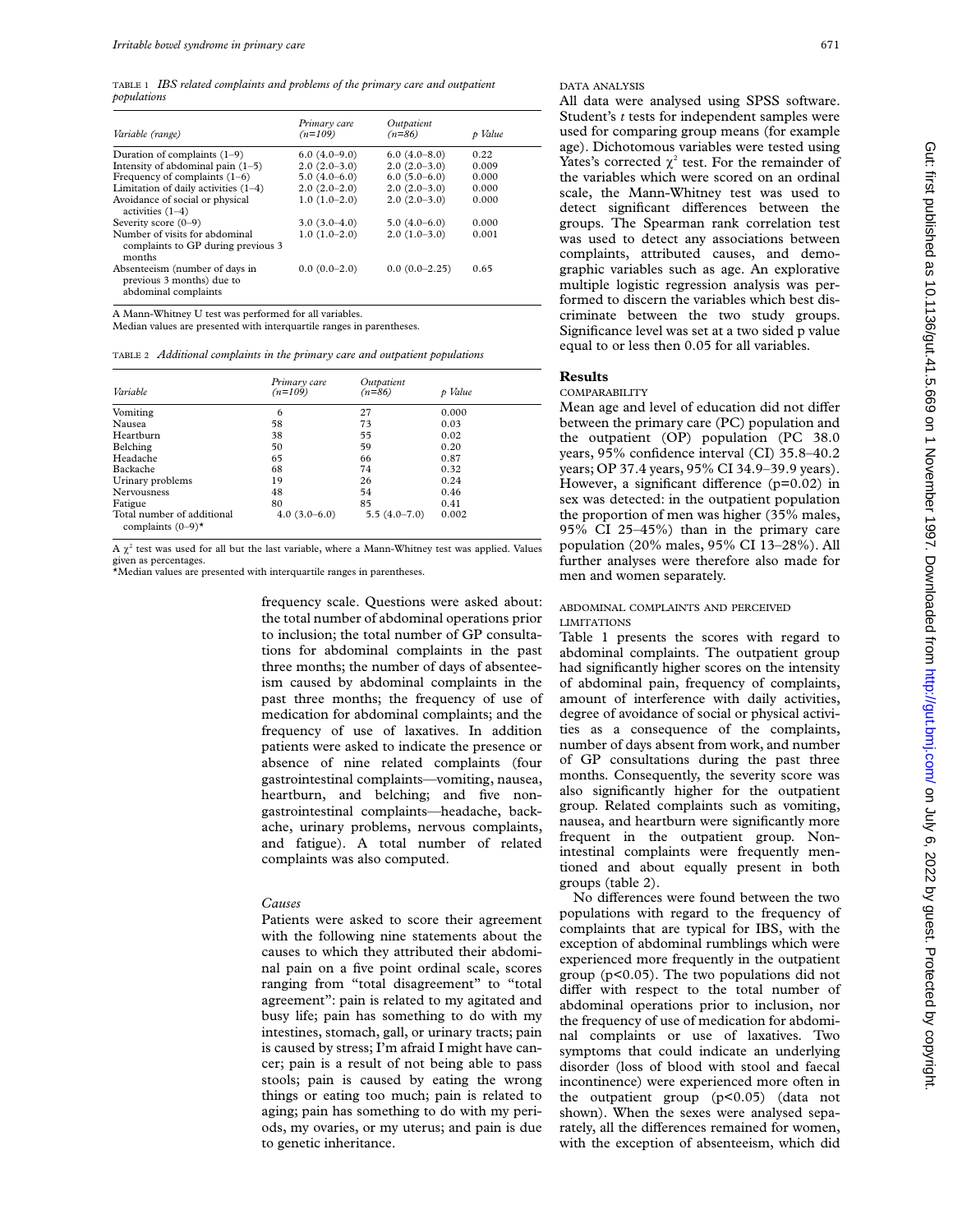TABLE 1 *IBS related complaints and problems of the primary care and outpatient populations*

| Variable (range) | Primary care (n=109) | Outpatient (n=86) | p Value |
|---|---|---|---|
| Duration of complaints (1–9) | 6.0 (4.0–9.0) | 6.0 (4.0–8.0) | 0.22 |
| Intensity of abdominal pain (1–5) | 2.0 (2.0–3.0) | 2.0 (2.0–3.0) | 0.009 |
| Frequency of complaints (1–6) | 5.0 (4.0–6.0) | 6.0 (5.0–6.0) | 0.000 |
| Limitation of daily activities (1–4) | 2.0 (2.0–2.0) | 2.0 (2.0–3.0) | 0.000 |
| Avoidance of social or physical activities (1–4) | 1.0 (1.0–2.0) | 2.0 (2.0–3.0) | 0.000 |
| Severity score (0–9) | 3.0 (3.0–4.0) | 5.0 (4.0–6.0) | 0.000 |
| Number of visits for abdominal complaints to GP during previous 3 months | 1.0 (1.0–2.0) | 2.0 (1.0–3.0) | 0.001 |
| Absenteeism (number of days in previous 3 months) due to abdominal complaints | 0.0 (0.0–2.0) | 0.0 (0.0–2.25) | 0.65 |

A Mann-Whitney U test was performed for all variables.
Median values are presented with interquartile ranges in parentheses.

TABLE 2 *Additional complaints in the primary care and outpatient populations*

| Variable | Primary care (n=109) | Outpatient (n=86) | p Value |
|---|---|---|---|
| Vomiting | 6 | 27 | 0.000 |
| Nausea | 58 | 73 | 0.03 |
| Heartburn | 38 | 55 | 0.02 |
| Belching | 50 | 59 | 0.20 |
| Headache | 65 | 66 | 0.87 |
| Backache | 68 | 74 | 0.32 |
| Urinary problems | 19 | 26 | 0.24 |
| Nervousness | 48 | 54 | 0.46 |
| Fatigue | 80 | 85 | 0.41 |
| Total number of additional complaints (0–9)* | 4.0 (3.0–6.0) | 5.5 (4.0–7.0) | 0.002 |

A $\chi^2$ test was used for all but the last variable, where a Mann-Whitney test was applied. Values given as percentages.
*Median values are presented with interquartile ranges in parentheses.

frequency scale. Questions were asked about: the total number of abdominal operations prior to inclusion; the total number of GP consultations for abdominal complaints in the past three months; the number of days of absenteeism caused by abdominal complaints in the past three months; the frequency of use of medication for abdominal complaints; and the frequency of use of laxatives. In addition patients were asked to indicate the presence or absence of nine related complaints (four gastrointestinal complaints—vomiting, nausea, heartburn, and belching; and five non-gastrointestinal complaints—headache, backache, urinary problems, nervous complaints, and fatigue). A total number of related complaints was also computed.

### *Causes*

Patients were asked to score their agreement with the following nine statements about the causes to which they attributed their abdominal pain on a five point ordinal scale, scores ranging from "total disagreement" to "total agreement": pain is related to my agitated and busy life; pain has something to do with my intestines, stomach, gall, or urinary tracts; pain is caused by stress; I'm afraid I might have cancer; pain is a result of not being able to pass stools; pain is caused by eating the wrong things or eating too much; pain is related to aging; pain has something to do with my periods, my ovaries, or my uterus; and pain is due to genetic inheritance.

### DATA ANALYSIS

All data were analysed using SPSS software. Student's *t* tests for independent samples were used for comparing group means (for example age). Dichotomous variables were tested using Yates's corrected $\chi^2$ test. For the remainder of the variables which were scored on an ordinal scale, the Mann-Whitney test was used to detect significant differences between the groups. The Spearman rank correlation test was used to detect any associations between complaints, attributed causes, and demographic variables such as age. An explorative multiple logistic regression analysis was performed to discern the variables which best discriminate between the two study groups. Significance level was set at a two sided p value equal to or less then 0.05 for all variables.

## Results

### COMPARABILITY

Mean age and level of education did not differ between the primary care (PC) population and the outpatient (OP) population (PC 38.0 years, 95% confidence interval (CI) 35.8–40.2 years; OP 37.4 years, 95% CI 34.9–39.9 years). However, a significant difference (p=0.02) in sex was detected: in the outpatient population the proportion of men was higher (35% males, 95% CI 25–45%) than in the primary care population (20% males, 95% CI 13–28%). All further analyses were therefore also made for men and women separately.

### ABDOMINAL COMPLAINTS AND PERCEIVED LIMITATIONS

Table 1 presents the scores with regard to abdominal complaints. The outpatient group had significantly higher scores on the intensity of abdominal pain, frequency of complaints, amount of interference with daily activities, degree of avoidance of social or physical activities as a consequence of the complaints, number of days absent from work, and number of GP consultations during the past three months. Consequently, the severity score was also significantly higher for the outpatient group. Related complaints such as vomiting, nausea, and heartburn were significantly more frequent in the outpatient group. Non-intestinal complaints were frequently mentioned and about equally present in both groups (table 2).

No differences were found between the two populations with regard to the frequency of complaints that are typical for IBS, with the exception of abdominal rumblings which were experienced more frequently in the outpatient group ($p<0.05$). The two populations did not differ with respect to the total number of abdominal operations prior to inclusion, nor the frequency of use of medication for abdominal complaints or use of laxatives. Two symptoms that could indicate an underlying disorder (loss of blood with stool and faecal incontinence) were experienced more often in the outpatient group ($p<0.05$) (data not shown). When the sexes were analysed separately, all the differences remained for women, with the exception of absenteeism, which did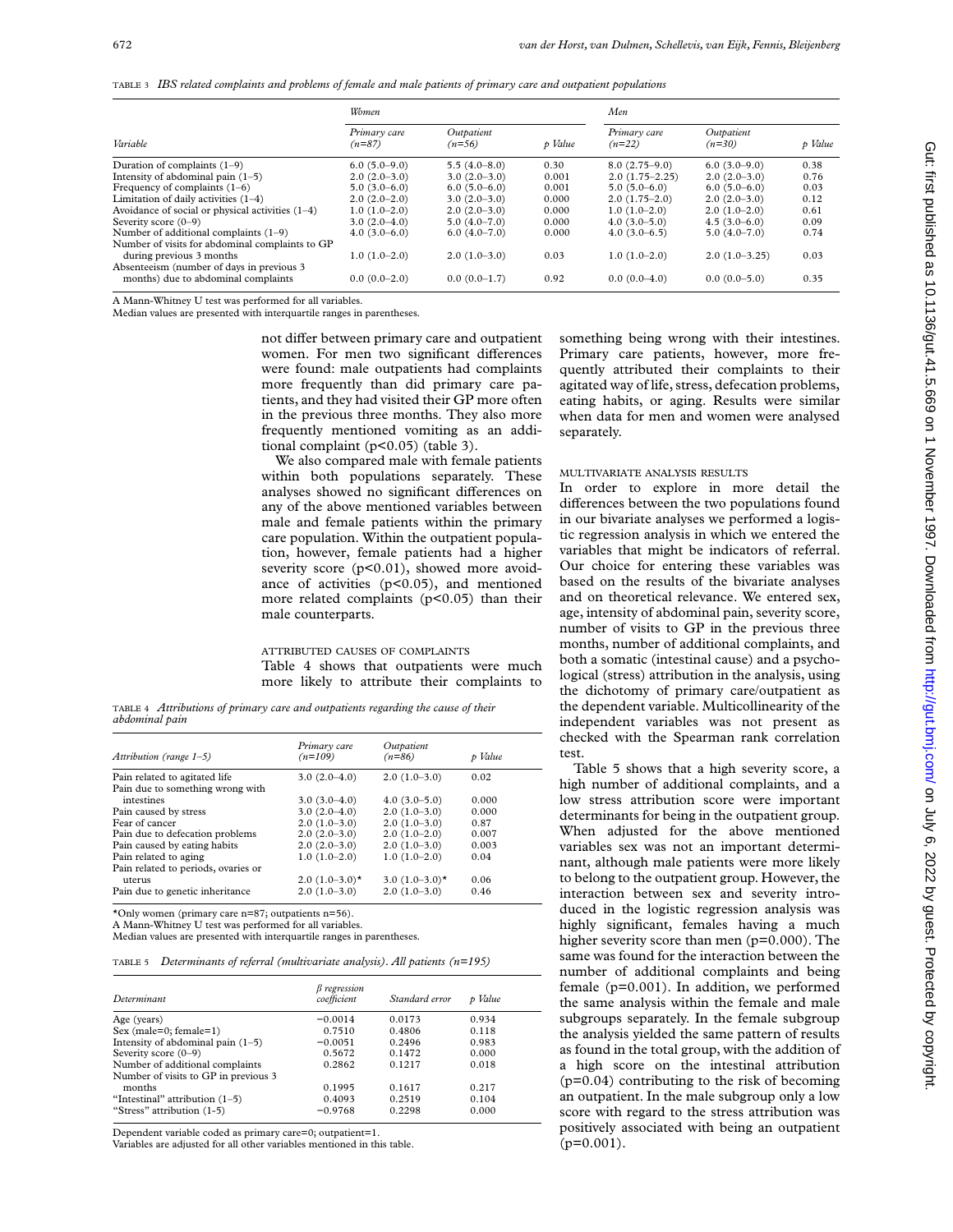TABLE 3 *IBS related complaints and problems of female and male patients of primary care and outpatient populations*

| Variable | Women | | | Men | | |
|---|---|---|---|---|---|---|
| | Primary care (n=87) | Outpatient (n=56) | p Value | Primary care (n=22) | Outpatient (n=30) | p Value |
| Duration of complaints (1–9) | 6.0 (5.0–9.0) | 5.5 (4.0–8.0) | 0.30 | 8.0 (2.75–9.0) | 6.0 (3.0–9.0) | 0.38 |
| Intensity of abdominal pain (1–5) | 2.0 (2.0–3.0) | 3.0 (2.0–3.0) | 0.001 | 2.0 (1.75–2.25) | 2.0 (2.0–3.0) | 0.76 |
| Frequency of complaints (1–6) | 5.0 (3.0–6.0) | 6.0 (5.0–6.0) | 0.001 | 5.0 (5.0–6.0) | 6.0 (5.0–6.0) | 0.03 |
| Limitation of daily activities (1–4) | 2.0 (2.0–2.0) | 3.0 (2.0–3.0) | 0.000 | 2.0 (1.75–2.0) | 2.0 (2.0–3.0) | 0.12 |
| Avoidance of social or physical activities (1–4) | 1.0 (1.0–2.0) | 2.0 (2.0–3.0) | 0.000 | 1.0 (1.0–2.0) | 2.0 (1.0–2.0) | 0.61 |
| Severity score (0–9) | 3.0 (2.0–4.0) | 5.0 (4.0–7.0) | 0.000 | 4.0 (3.0–5.0) | 4.5 (3.0–6.0) | 0.09 |
| Number of additional complaints (1–9) | 4.0 (3.0–6.0) | 6.0 (4.0–7.0) | 0.000 | 4.0 (3.0–6.5) | 5.0 (4.0–7.0) | 0.74 |
| Number of visits for abdominal complaints to GP during previous 3 months | 1.0 (1.0–2.0) | 2.0 (1.0–3.0) | 0.03 | 1.0 (1.0–2.0) | 2.0 (1.0–3.25) | 0.03 |
| Absenteeism (number of days in previous 3 months) due to abdominal complaints | 0.0 (0.0–2.0) | 0.0 (0.0–1.7) | 0.92 | 0.0 (0.0–4.0) | 0.0 (0.0–5.0) | 0.35 |

A Mann-Whitney U test was performed for all variables.
Median values are presented with interquartile ranges in parentheses.

not differ between primary care and outpatient women. For men two significant differences were found: male outpatients had complaints more frequently than did primary care patients, and they had visited their GP more often in the previous three months. They also more frequently mentioned vomiting as an additional complaint ($p<0.05$) (table 3).

We also compared male with female patients within both populations separately. These analyses showed no significant differences on any of the above mentioned variables between male and female patients within the primary care population. Within the outpatient population, however, female patients had a higher severity score ($p<0.01$), showed more avoidance of activities ($p<0.05$), and mentioned more related complaints ($p<0.05$) than their male counterparts.

### ATTRIBUTED CAUSES OF COMPLAINTS

Table 4 shows that outpatients were much more likely to attribute their complaints to something being wrong with their intestines. Primary care patients, however, more frequently attributed their complaints to their agitated way of life, stress, defecation problems, eating habits, or aging. Results were similar when data for men and women were analysed separately.

TABLE 4 *Attributions of primary care and outpatients regarding the cause of their abdominal pain*

| Attribution (range 1–5) | Primary care (n=109) | Outpatient (n=86) | p Value |
|---|---|---|---|
| Pain related to agitated life | 3.0 (2.0–4.0) | 2.0 (1.0–3.0) | 0.02 |
| Pain due to something wrong with intestines | 3.0 (3.0–4.0) | 4.0 (3.0–5.0) | 0.000 |
| Pain caused by stress | 3.0 (2.0–4.0) | 2.0 (1.0–3.0) | 0.000 |
| Fear of cancer | 2.0 (1.0–3.0) | 2.0 (1.0–3.0) | 0.87 |
| Pain due to defecation problems | 2.0 (2.0–3.0) | 2.0 (1.0–2.0) | 0.007 |
| Pain caused by eating habits | 2.0 (2.0–3.0) | 2.0 (1.0–3.0) | 0.003 |
| Pain related to aging | 1.0 (1.0–2.0) | 1.0 (1.0–2.0) | 0.04 |
| Pain related to periods, ovaries or uterus | 2.0 (1.0–3.0)* | 3.0 (1.0–3.0)* | 0.06 |
| Pain due to genetic inheritance | 2.0 (1.0–3.0) | 2.0 (1.0–3.0) | 0.46 |

*Only women (primary care n=87; outpatients n=56).
A Mann-Whitney U test was performed for all variables.
Median values are presented with interquartile ranges in parentheses.

### MULTIVARIATE ANALYSIS RESULTS

In order to explore in more detail the differences between the two populations found in our bivariate analyses we performed a logistic regression analysis in which we entered the variables that might be indicators of referral. Our choice for entering these variables was based on the results of the bivariate analyses and on theoretical relevance. We entered sex, age, intensity of abdominal pain, severity score, number of visits to GP in the previous three months, number of additional complaints, and both a somatic (intestinal cause) and a psychological (stress) attribution in the analysis, using the dichotomy of primary care/outpatient as the dependent variable. Multicollinearity of the independent variables was not present as checked with the Spearman rank correlation test.

Table 5 shows that a high severity score, a high number of additional complaints, and a low stress attribution score were important determinants for being in the outpatient group. When adjusted for the above mentioned variables sex was not an important determinant, although male patients were more likely to belong to the outpatient group. However, the interaction between sex and severity introduced in the logistic regression analysis was highly significant, females having a much higher severity score than men ($p=0.000$). The same was found for the interaction between the number of additional complaints and being female ($p=0.001$). In addition, we performed the same analysis within the female and male subgroups separately. In the female subgroup the analysis yielded the same pattern of results as found in the total group, with the addition of a high score on the intestinal attribution ($p=0.04$) contributing to the risk of becoming an outpatient. In the male subgroup only a low score with regard to the stress attribution was positively associated with being an outpatient ($p=0.001$).

TABLE 5 *Determinants of referral (multivariate analysis). All patients (n=195)*

| Determinant | β regression coefficient | Standard error | p Value |
|---|---|---|---|
| Age (years) | −0.0014 | 0.0173 | 0.934 |
| Sex (male=0; female=1) | 0.7510 | 0.4806 | 0.118 |
| Intensity of abdominal pain (1–5) | −0.0051 | 0.2496 | 0.983 |
| Severity score (0–9) | 0.5672 | 0.1472 | 0.000 |
| Number of additional complaints | 0.2862 | 0.1217 | 0.018 |
| Number of visits to GP in previous 3 months | 0.1995 | 0.1617 | 0.217 |
| "Intestinal" attribution (1–5) | 0.4093 | 0.2519 | 0.104 |
| "Stress" attribution (1-5) | −0.9768 | 0.2298 | 0.000 |

Dependent variable coded as primary care=0; outpatient=1.
Variables are adjusted for all other variables mentioned in this table.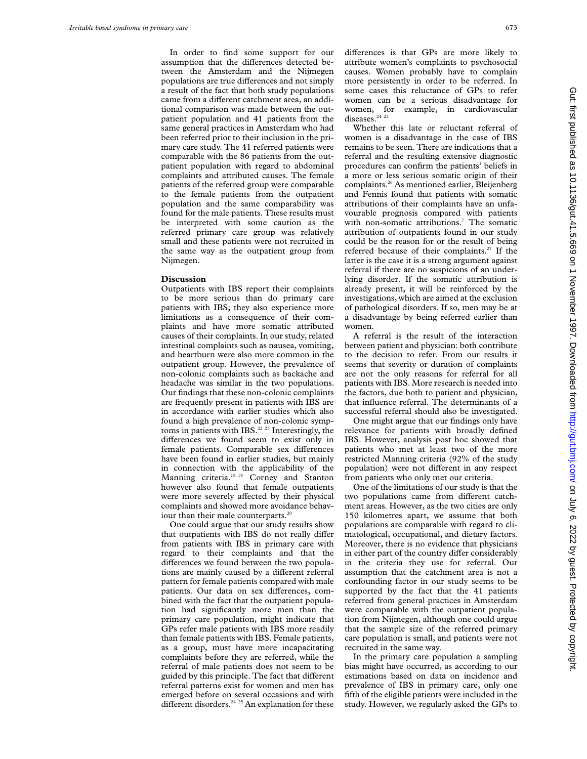In order to find some support for our assumption that the differences detected between the Amsterdam and the Nijmegen populations are true differences and not simply a result of the fact that both study populations came from a different catchment area, an additional comparison was made between the outpatient population and 41 patients from the same general practices in Amsterdam who had been referred prior to their inclusion in the primary care study. The 41 referred patients were comparable with the 86 patients from the outpatient population with regard to abdominal complaints and attributed causes. The female patients of the referred group were comparable to the female patients from the outpatient population and the same comparability was found for the male patients. These results must be interpreted with some caution as the referred primary care group was relatively small and these patients were not recruited in the same way as the outpatient group from Nijmegen.

## Discussion

Outpatients with IBS report their complaints to be more serious than do primary care patients with IBS; they also experience more limitations as a consequence of their complaints and have more somatic attributed causes of their complaints. In our study, related intestinal complaints such as nausea, vomiting, and heartburn were also more common in the outpatient group. However, the prevalence of non-colonic complaints such as backache and headache was similar in the two populations. Our findings that these non-colonic complaints are frequently present in patients with IBS are in accordance with earlier studies which also found a high prevalence of non-colonic symptoms in patients with IBS.[22 23] Interestingly, the differences we found seem to exist only in female patients. Comparable sex differences have been found in earlier studies, but mainly in connection with the applicability of the Manning criteria.[18 19] Corney and Stanton however also found that female outpatients were more severely affected by their physical complaints and showed more avoidance behaviour than their male counterparts.[20]

One could argue that our study results show that outpatients with IBS do not really differ from patients with IBS in primary care with regard to their complaints and that the differences we found between the two populations are mainly caused by a different referral pattern for female patients compared with male patients. Our data on sex differences, combined with the fact that the outpatient population had significantly more men than the primary care population, might indicate that GPs refer male patients with IBS more readily than female patients with IBS. Female patients, as a group, must have more incapacitating complaints before they are referred, while the referral of male patients does not seem to be guided by this principle. The fact that different referral patterns exist for women and men has emerged before on several occasions and with different disorders.[24 25] An explanation for these differences is that GPs are more likely to attribute women's complaints to psychosocial causes. Women probably have to complain more persistently in order to be referred. In some cases this reluctance of GPs to refer women can be a serious disadvantage for women, for example, in cardiovascular diseases.[24 25]

Whether this late or reluctant referral of women is a disadvantage in the case of IBS remains to be seen. There are indications that a referral and the resulting extensive diagnostic procedures can confirm the patients' beliefs in a more or less serious somatic origin of their complaints.[26] As mentioned earlier, Bleijenberg and Fennis found that patients with somatic attributions of their complaints have an unfavourable prognosis compared with patients with non-somatic attributions.[7] The somatic attribution of outpatients found in our study could be the reason for or the result of being referred because of their complaints.[27] If the latter is the case it is a strong argument against referral if there are no suspicions of an underlying disorder. If the somatic attribution is already present, it will be reinforced by the investigations, which are aimed at the exclusion of pathological disorders. If so, men may be at a disadvantage by being referred earlier than women.

A referral is the result of the interaction between patient and physician: both contribute to the decision to refer. From our results it seems that severity or duration of complaints are not the only reasons for referral for all patients with IBS. More research is needed into the factors, due both to patient and physician, that influence referral. The determinants of a successful referral should also be investigated.

One might argue that our findings only have relevance for patients with broadly defined IBS. However, analysis post hoc showed that patients who met at least two of the more restricted Manning criteria (92% of the study population) were not different in any respect from patients who only met our criteria.

One of the limitations of our study is that the two populations came from different catchment areas. However, as the two cities are only 150 kilometres apart, we assume that both populations are comparable with regard to climatological, occupational, and dietary factors. Moreover, there is no evidence that physicians in either part of the country differ considerably in the criteria they use for referral. Our assumption that the catchment area is not a confounding factor in our study seems to be supported by the fact that the 41 patients referred from general practices in Amsterdam were comparable with the outpatient population from Nijmegen, although one could argue that the sample size of the referred primary care population is small, and patients were not recruited in the same way.

In the primary care population a sampling bias might have occurred, as according to our estimations based on data on incidence and prevalence of IBS in primary care, only one fifth of the eligible patients were included in the study. However, we regularly asked the GPs to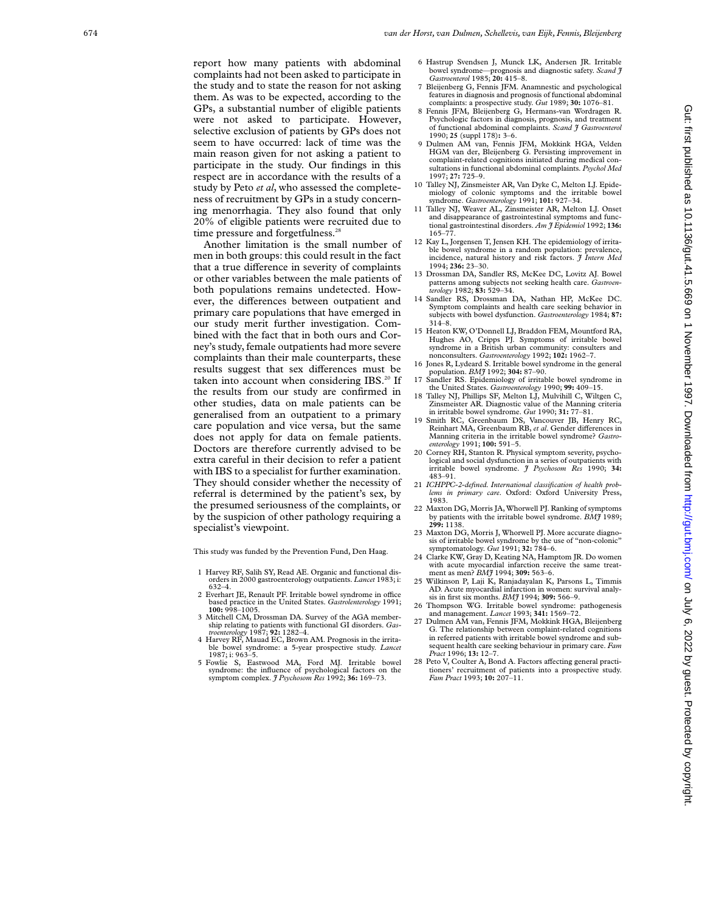report how many patients with abdominal complaints had not been asked to participate in the study and to state the reason for not asking them. As was to be expected, according to the GPs, a substantial number of eligible patients were not asked to participate. However, selective exclusion of patients by GPs does not seem to have occurred: lack of time was the main reason given for not asking a patient to participate in the study. Our findings in this respect are in accordance with the results of a study by Peto *et al*, who assessed the completeness of recruitment by GPs in a study concerning menorrhagia. They also found that only 20% of eligible patients were recruited due to time pressure and forgetfulness.[28]

Another limitation is the small number of men in both groups: this could result in the fact that a true difference in severity of complaints or other variables between the male patients of both populations remains undetected. However, the differences between outpatient and primary care populations that have emerged in our study merit further investigation. Combined with the fact that in both ours and Corney's study, female outpatients had more severe complaints than their male counterparts, these results suggest that sex differences must be taken into account when considering IBS.[20] If the results from our study are confirmed in other studies, data on male patients can be generalised from an outpatient to a primary care population and vice versa, but the same does not apply for data on female patients. Doctors are therefore currently advised to be extra careful in their decision to refer a patient with IBS to a specialist for further examination. They should consider whether the necessity of referral is determined by the patient's sex, by the presumed seriousness of the complaints, or by the suspicion of other pathology requiring a specialist's viewpoint.

This study was funded by the Prevention Fund, Den Haag.

1. Harvey RF, Salih SY, Read AE. Organic and functional disorders in 2000 gastroenterology outpatients. *Lancet* 1983; i: 632–4.
2. Everhart JE, Renault PF. Irritable bowel syndrome in office based practice in the United States. *Gastrolenterology* 1991; **100:** 998–1005.
3. Mitchell CM, Drossman DA. Survey of the AGA membership relating to patients with functional GI disorders. *Gastroenterology* 1987; **92:** 1282–4.
4. Harvey RF, Mauad EC, Brown AM. Prognosis in the irritable bowel syndrome: a 5-year prospective study. *Lancet* 1987; i: 963–5.
5. Fowlie S, Eastwood MA, Ford MJ. Irritable bowel syndrome: the influence of psychological factors on the symptom complex. *J Psychosom Res* 1992; **36:** 169–73.
6. Hastrup Svendsen J, Munck LK, Andersen JR. Irritable bowel syndrome—prognosis and diagnostic safety. *Scand J Gastroenterol* 1985; **20:** 415–8.
7. Bleijenberg G, Fennis JFM. Anamnestic and psychological features in diagnosis and prognosis of functional abdominal complaints: a prospective study. *Gut* 1989; **30:** 1076–81.
8. Fennis JFM, Bleijenberg G, Hermans-van Wordragen R. Psychologic factors in diagnosis, prognosis, and treatment of functional abdominal complaints. *Scand J Gastroenterol* 1990; **25** (suppl 178)**:** 3–6.
9. Dulmen AM van, Fennis JFM, Mokkink HGA, Velden HGM van der, Bleijenberg G. Persisting improvement in complaint-related cognitions initiated during medical consultations in functional abdominal complaints. *Psychol Med* 1997; **27:** 725–9.
10. Talley NJ, Zinsmeister AR, Van Dyke C, Melton LJ. Epidemiology of colonic symptoms and the irritable bowel syndrome. *Gastroenterology* 1991; **101:** 927–34.
11. Talley NJ, Weaver AL, Zinsmeister AR, Melton LJ. Onset and disappearance of gastrointestinal symptoms and functional gastrointestinal disorders. *Am J Epidemiol* 1992; **136:** 165–77.
12. Kay L, Jorgensen T, Jensen KH. The epidemiology of irritable bowel syndrome in a random population: prevalence, incidence, natural history and risk factors. *J Intern Med* 1994; **236:** 23–30.
13. Drossman DA, Sandler RS, McKee DC, Lovitz AJ. Bowel patterns among subjects not seeking health care. *Gastroenterology* 1982; **83:** 529–34.
14. Sandler RS, Drossman DA, Nathan HP, McKee DC. Symptom complaints and health care seeking behavior in subjects with bowel dysfunction. *Gastroenterology* 1984; **87:** 314–8.
15. Heaton KW, O'Donnell LJ, Braddon FEM, Mountford RA, Hughes AO, Cripps PJ. Symptoms of irritable bowel syndrome in a British urban community: consulters and nonconsulters. *Gastroenterology* 1992; **102:** 1962–7.
16. Jones R, Lydeard S. Irritable bowel syndrome in the general population. *BMJ* 1992; **304:** 87–90.
17. Sandler RS. Epidemiology of irritable bowel syndrome in the United States. *Gastroenterology* 1990; **99:** 409–15.
18. Talley NJ, Phillips SF, Melton LJ, Mulvihill C, Wiltgen C, Zinsmeister AR. Diagnostic value of the Manning criteria in irritable bowel syndrome. *Gut* 1990; **31:** 77–81.
19. Smith RC, Greenbaum DS, Vancouver JB, Henry RC, Reinhart MA, Greenbaum RB, *et al*. Gender differences in Manning criteria in the irritable bowel syndrome? *Gastroenterology* 1991; **100:** 591–5.
20. Corney RH, Stanton R. Physical symptom severity, psychological and social dysfunction in a series of outpatients with irritable bowel syndrome. *J Psychosom Res* 1990; **34:** 483–91.
21. *ICHPPC-2-defined. International classification of health problems in primary care*. Oxford: Oxford University Press, 1983.
22. Maxton DG, Morris JA, Whorwell PJ. Ranking of symptoms by patients with the irritable bowel syndrome. *BMJ* 1989; **299:** 1138.
23. Maxton DG, Morris J, Whorwell PJ. More accurate diagnosis of irritable bowel syndrome by the use of "non-colonic" symptomatology. *Gut* 1991; **32:** 784–6.
24. Clarke KW, Gray D, Keating NA, Hamptom JR. Do women with acute myocardial infarction receive the same treatment as men? *BMJ* 1994; **309:** 563–6.
25. Wilkinson P, Laji K, Ranjadayalan K, Parsons L, Timmis AD. Acute myocardial infarction in women: survival analysis in first six months. *BMJ* 1994; **309:** 566–9.
26. Thompson WG. Irritable bowel syndrome: pathogenesis and management. *Lancet* 1993; **341:** 1569–72.
27. Dulmen AM van, Fennis JFM, Mokkink HGA, Bleijenberg G. The relationship between complaint-related cognitions in referred patients with irritable bowel syndrome and subsequent health care seeking behaviour in primary care. *Fam Pract* 1996; **13:** 12–7.
28. Peto V, Coulter A, Bond A. Factors affecting general practitioners' recruitment of patients into a prospective study. *Fam Pract* 1993; **10:** 207–11.